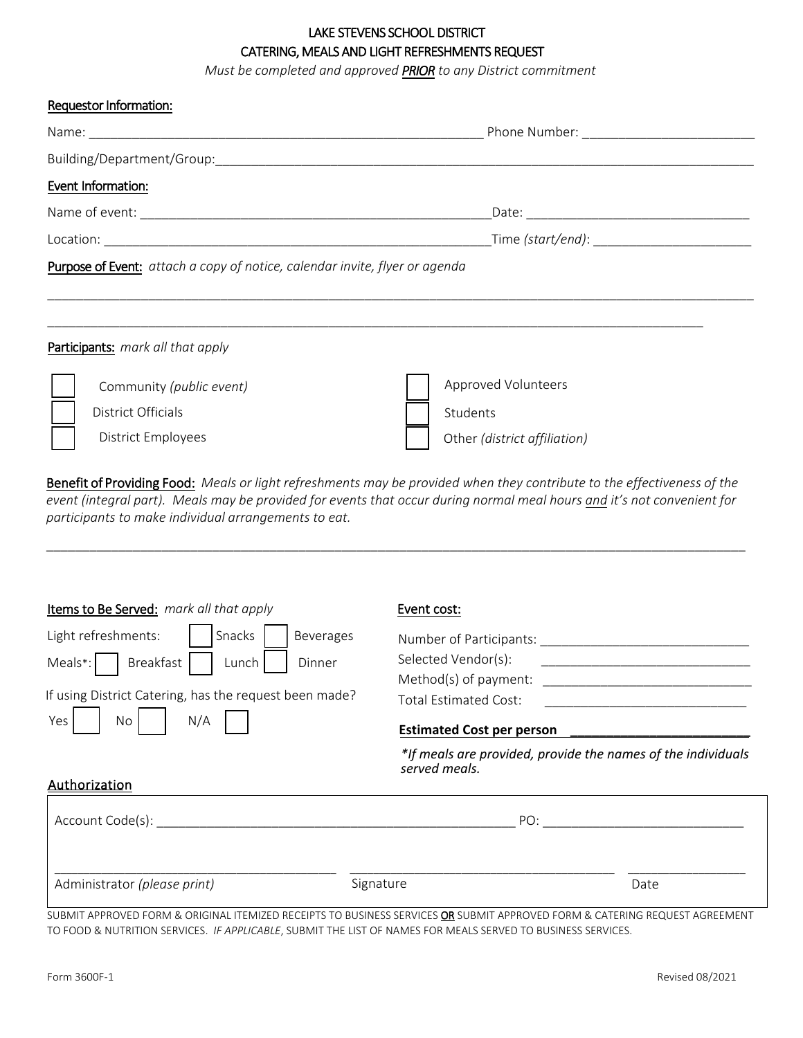# LAKE STEVENS SCHOOL DISTRICT
## CATERING, MEALS AND LIGHT REFRESHMENTS REQUEST

*Must be completed and approved **PRIOR** to any District commitment*

**Requestor Information:**

Name: ______________________________ Phone Number: ______________________

Building/Department/Group: ______________________________________________

**Event Information:**

Name of event: ______________________________ Date: ______________________

Location: ______________________________ Time *(start/end)*: ______________________

**Purpose of Event:** *attach a copy of notice, calendar invite, flyer or agenda*

______________________________________________________________________

______________________________________________________________________

**Participants:** *mark all that apply*

- ☐ Community *(public event)*
- ☐ District Officials
- ☐ District Employees
- ☐ Approved Volunteers
- ☐ Students
- ☐ Other *(district affiliation)*

**Benefit of Providing Food:** *Meals or light refreshments may be provided when they contribute to the effectiveness of the event (integral part). Meals may be provided for events that occur during normal meal hours and it's not convenient for participants to make individual arrangements to eat.*

______________________________________________________________________

**Items to Be Served:** *mark all that apply*

Light refreshments: ☐ Snacks ☐ Beverages

Meals*: ☐ Breakfast ☐ Lunch ☐ Dinner

If using District Catering, has the request been made?

Yes ☐ No ☐ N/A ☐

**Event cost:**

Number of Participants: ______________________

Selected Vendor(s): ______________________

Method(s) of payment: ______________________

Total Estimated Cost: ______________________

**Estimated Cost per person** ______________________

*\*If meals are provided, provide the names of the individuals served meals.*

**Authorization**

Account Code(s): ______________________________ PO: ______________________

______________________ ______________________ ______________________

Administrator *(please print)* Signature Date

SUBMIT APPROVED FORM & ORIGINAL ITEMIZED RECEIPTS TO BUSINESS SERVICES **OR** SUBMIT APPROVED FORM & CATERING REQUEST AGREEMENT TO FOOD & NUTRITION SERVICES. *IF APPLICABLE*, SUBMIT THE LIST OF NAMES FOR MEALS SERVED TO BUSINESS SERVICES.

Form 3600F-1 Revised 08/2021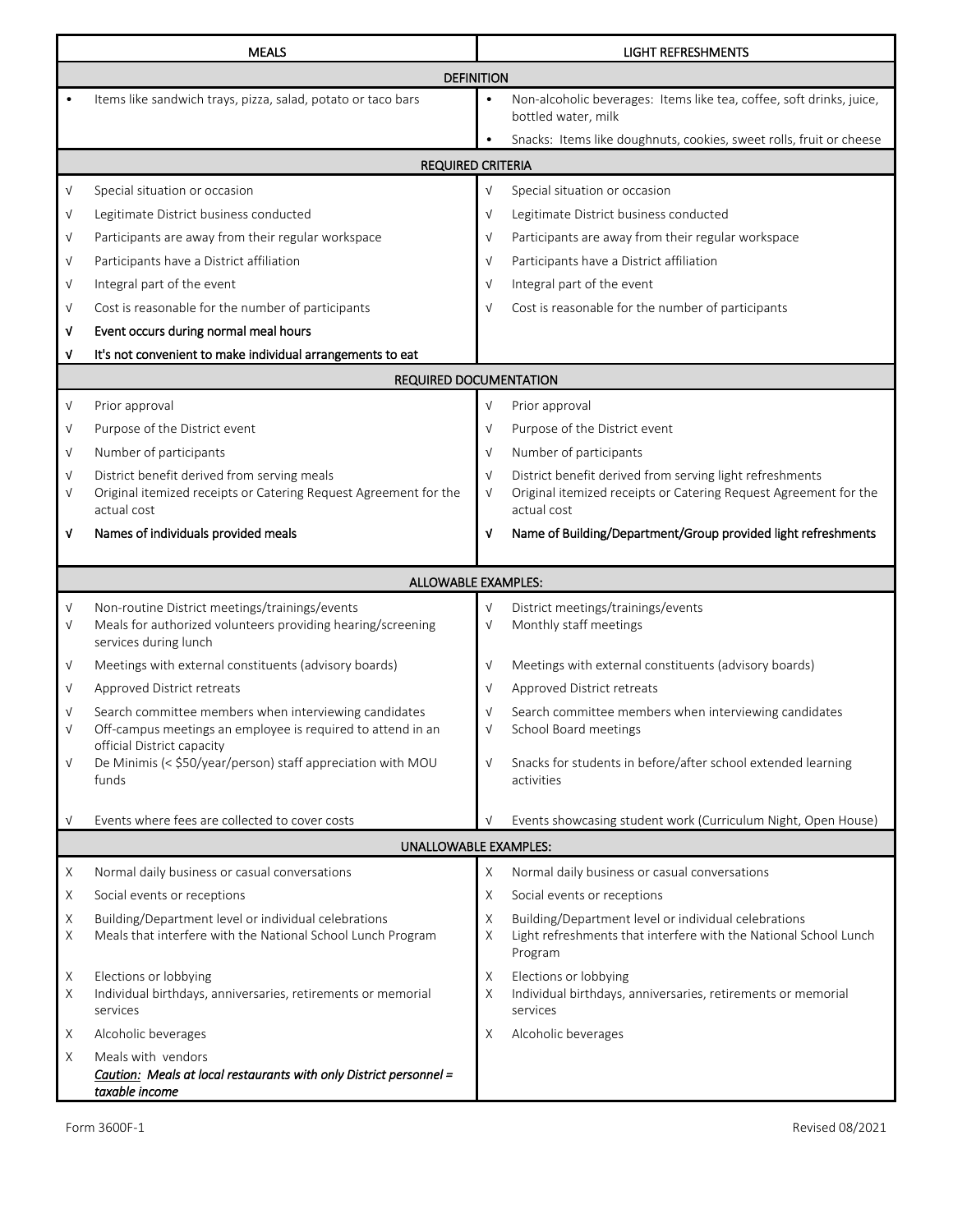| MEALS | LIGHT REFRESHMENTS |
|---|---|
| **DEFINITION** | |
| • Items like sandwich trays, pizza, salad, potato or taco bars | • Non-alcoholic beverages: Items like tea, coffee, soft drinks, juice, bottled water, milk<br>• Snacks: Items like doughnuts, cookies, sweet rolls, fruit or cheese |
| **REQUIRED CRITERIA** | |
| √ Special situation or occasion | √ Special situation or occasion |
| √ Legitimate District business conducted | √ Legitimate District business conducted |
| √ Participants are away from their regular workspace | √ Participants are away from their regular workspace |
| √ Participants have a District affiliation | √ Participants have a District affiliation |
| √ Integral part of the event | √ Integral part of the event |
| √ Cost is reasonable for the number of participants | √ Cost is reasonable for the number of participants |
| √ Event occurs during normal meal hours | |
| √ It's not convenient to make individual arrangements to eat | |
| **REQUIRED DOCUMENTATION** | |
| √ Prior approval | √ Prior approval |
| √ Purpose of the District event | √ Purpose of the District event |
| √ Number of participants | √ Number of participants |
| √ District benefit derived from serving meals | √ District benefit derived from serving light refreshments |
| √ Original itemized receipts or Catering Request Agreement for the actual cost | √ Original itemized receipts or Catering Request Agreement for the actual cost |
| √ Names of individuals provided meals | √ Name of Building/Department/Group provided light refreshments |
| **ALLOWABLE EXAMPLES:** | |
| √ Non-routine District meetings/trainings/events | √ District meetings/trainings/events |
| √ Meals for authorized volunteers providing hearing/screening services during lunch | √ Monthly staff meetings |
| √ Meetings with external constituents (advisory boards) | √ Meetings with external constituents (advisory boards) |
| √ Approved District retreats | √ Approved District retreats |
| √ Search committee members when interviewing candidates | √ Search committee members when interviewing candidates |
| √ Off-campus meetings an employee is required to attend in an official District capacity | √ School Board meetings |
| √ De Minimis (< $50/year/person) staff appreciation with MOU funds | √ Snacks for students in before/after school extended learning activities |
| √ Events where fees are collected to cover costs | √ Events showcasing student work (Curriculum Night, Open House) |
| **UNALLOWABLE EXAMPLES:** | |
| X Normal daily business or casual conversations | X Normal daily business or casual conversations |
| X Social events or receptions | X Social events or receptions |
| X Building/Department level or individual celebrations | X Building/Department level or individual celebrations |
| X Meals that interfere with the National School Lunch Program | X Light refreshments that interfere with the National School Lunch Program |
| X Elections or lobbying | X Elections or lobbying |
| X Individual birthdays, anniversaries, retirements or memorial services | X Individual birthdays, anniversaries, retirements or memorial services |
| X Alcoholic beverages | X Alcoholic beverages |
| X Meals with vendors<br>***Caution:* Meals at local restaurants with only District personnel = taxable income** | |

Form 3600F-1 Revised 08/2021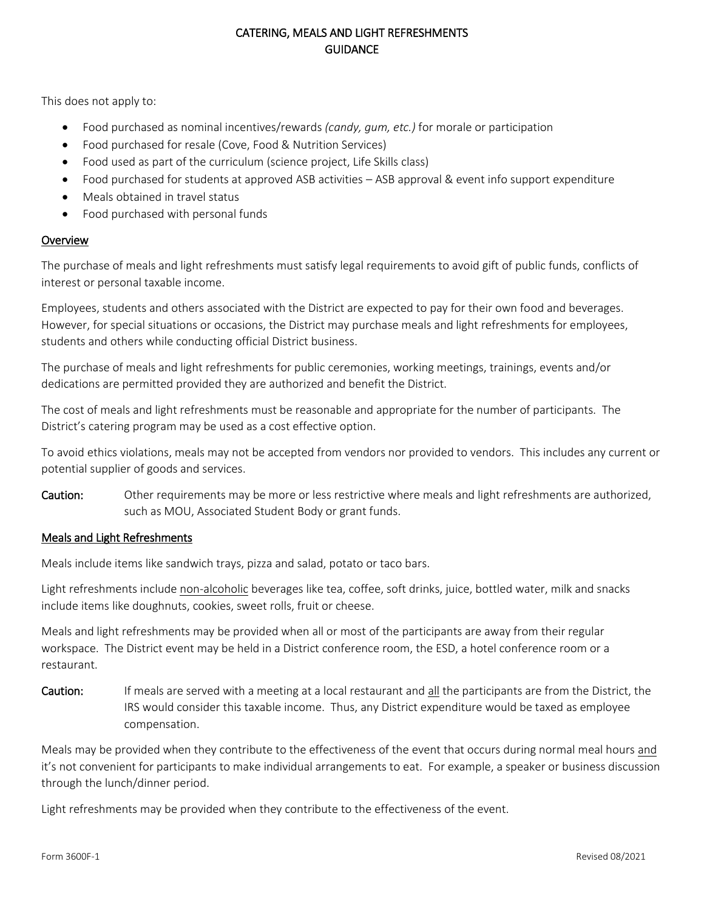# CATERING, MEALS AND LIGHT REFRESHMENTS GUIDANCE

This does not apply to:

- Food purchased as nominal incentives/rewards *(candy, gum, etc.)* for morale or participation
- Food purchased for resale (Cove, Food & Nutrition Services)
- Food used as part of the curriculum (science project, Life Skills class)
- Food purchased for students at approved ASB activities – ASB approval & event info support expenditure
- Meals obtained in travel status
- Food purchased with personal funds

## Overview

The purchase of meals and light refreshments must satisfy legal requirements to avoid gift of public funds, conflicts of interest or personal taxable income.

Employees, students and others associated with the District are expected to pay for their own food and beverages. However, for special situations or occasions, the District may purchase meals and light refreshments for employees, students and others while conducting official District business.

The purchase of meals and light refreshments for public ceremonies, working meetings, trainings, events and/or dedications are permitted provided they are authorized and benefit the District.

The cost of meals and light refreshments must be reasonable and appropriate for the number of participants. The District's catering program may be used as a cost effective option.

To avoid ethics violations, meals may not be accepted from vendors nor provided to vendors. This includes any current or potential supplier of goods and services.

**Caution:** Other requirements may be more or less restrictive where meals and light refreshments are authorized, such as MOU, Associated Student Body or grant funds.

## Meals and Light Refreshments

Meals include items like sandwich trays, pizza and salad, potato or taco bars.

Light refreshments include non-alcoholic beverages like tea, coffee, soft drinks, juice, bottled water, milk and snacks include items like doughnuts, cookies, sweet rolls, fruit or cheese.

Meals and light refreshments may be provided when all or most of the participants are away from their regular workspace. The District event may be held in a District conference room, the ESD, a hotel conference room or a restaurant.

**Caution:** If meals are served with a meeting at a local restaurant and all the participants are from the District, the IRS would consider this taxable income. Thus, any District expenditure would be taxed as employee compensation.

Meals may be provided when they contribute to the effectiveness of the event that occurs during normal meal hours and it's not convenient for participants to make individual arrangements to eat. For example, a speaker or business discussion through the lunch/dinner period.

Light refreshments may be provided when they contribute to the effectiveness of the event.

Form 3600F-1 Revised 08/2021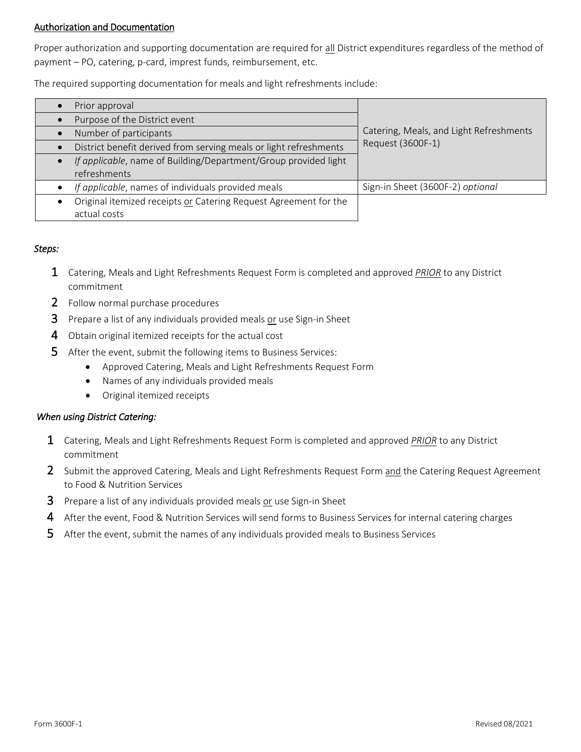## Authorization and Documentation

Proper authorization and supporting documentation are required for all District expenditures regardless of the method of payment – PO, catering, p-card, imprest funds, reimbursement, etc.

The required supporting documentation for meals and light refreshments include:

| | |
|---|---|
| • Prior approval | Catering, Meals, and Light Refreshments Request (3600F-1) |
| • Purpose of the District event | |
| • Number of participants | |
| • District benefit derived from serving meals or light refreshments | |
| • *If applicable*, name of Building/Department/Group provided light refreshments | |
| • *If applicable*, names of individuals provided meals | Sign-in Sheet (3600F-2) *optional* |
| • Original itemized receipts or Catering Request Agreement for the actual costs | |

*Steps:*

1. Catering, Meals and Light Refreshments Request Form is completed and approved ***PRIOR*** to any District commitment
2. Follow normal purchase procedures
3. Prepare a list of any individuals provided meals or use Sign-in Sheet
4. Obtain original itemized receipts for the actual cost
5. After the event, submit the following items to Business Services:
   - Approved Catering, Meals and Light Refreshments Request Form
   - Names of any individuals provided meals
   - Original itemized receipts

*When using District Catering:*

1. Catering, Meals and Light Refreshments Request Form is completed and approved ***PRIOR*** to any District commitment
2. Submit the approved Catering, Meals and Light Refreshments Request Form and the Catering Request Agreement to Food & Nutrition Services
3. Prepare a list of any individuals provided meals or use Sign-in Sheet
4. After the event, Food & Nutrition Services will send forms to Business Services for internal catering charges
5. After the event, submit the names of any individuals provided meals to Business Services

Form 3600F-1 Revised 08/2021